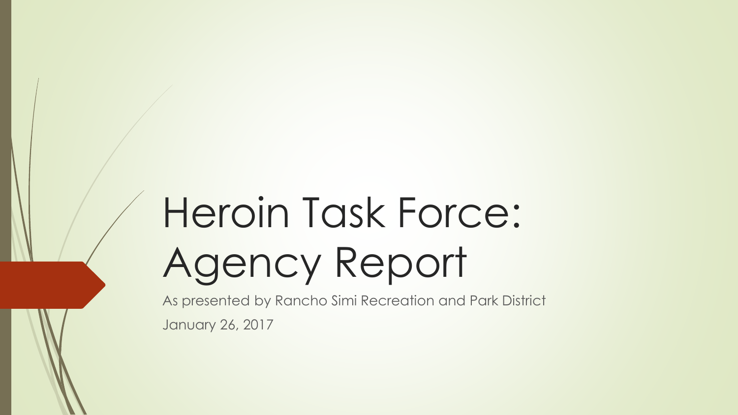# Heroin Task Force: Agency Report

As presented by Rancho Simi Recreation and Park District

January 26, 2017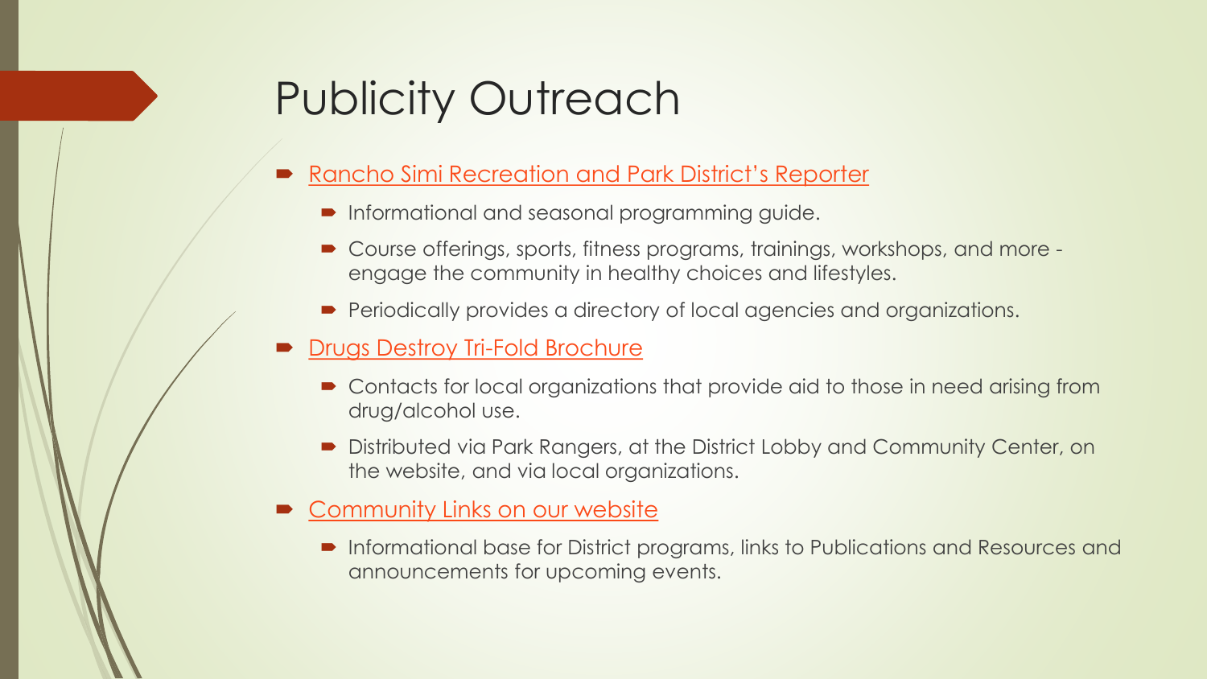# Publicity Outreach

- Rancho Simi Recreation and Park District's Reporter
  - Informational and seasonal programming guide.
  - Course offerings, sports, fitness programs, trainings, workshops, and more - engage the community in healthy choices and lifestyles.
  - Periodically provides a directory of local agencies and organizations.
- Drugs Destroy Tri-Fold Brochure
  - Contacts for local organizations that provide aid to those in need arising from drug/alcohol use.
  - Distributed via Park Rangers, at the District Lobby and Community Center, on the website, and via local organizations.
- Community Links on our website
  - Informational base for District programs, links to Publications and Resources and announcements for upcoming events.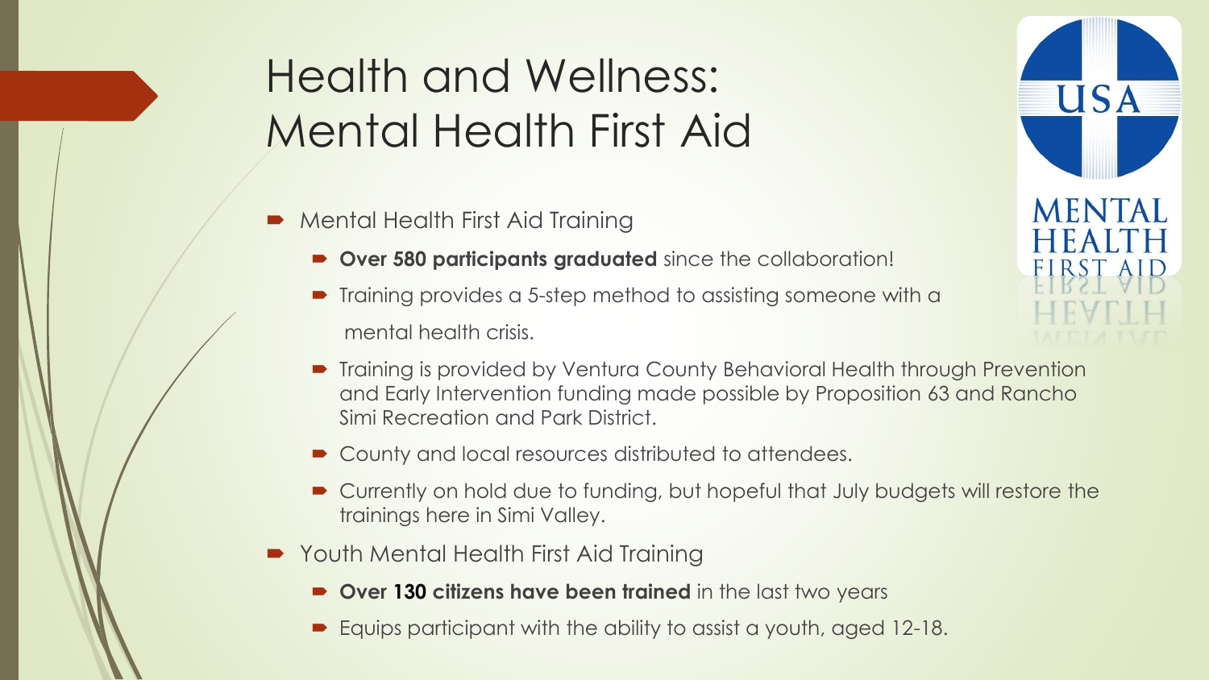# Health and Wellness: Mental Health First Aid

- Mental Health First Aid Training
  - **Over 580 participants graduated** since the collaboration!
  - Training provides a 5-step method to assisting someone with a mental health crisis.
  - Training is provided by Ventura County Behavioral Health through Prevention and Early Intervention funding made possible by Proposition 63 and Rancho Simi Recreation and Park District.
  - County and local resources distributed to attendees.
  - Currently on hold due to funding, but hopeful that July budgets will restore the trainings here in Simi Valley.
- Youth Mental Health First Aid Training
  - **Over 130 citizens have been trained** in the last two years
  - Equips participant with the ability to assist a youth, aged 12-18.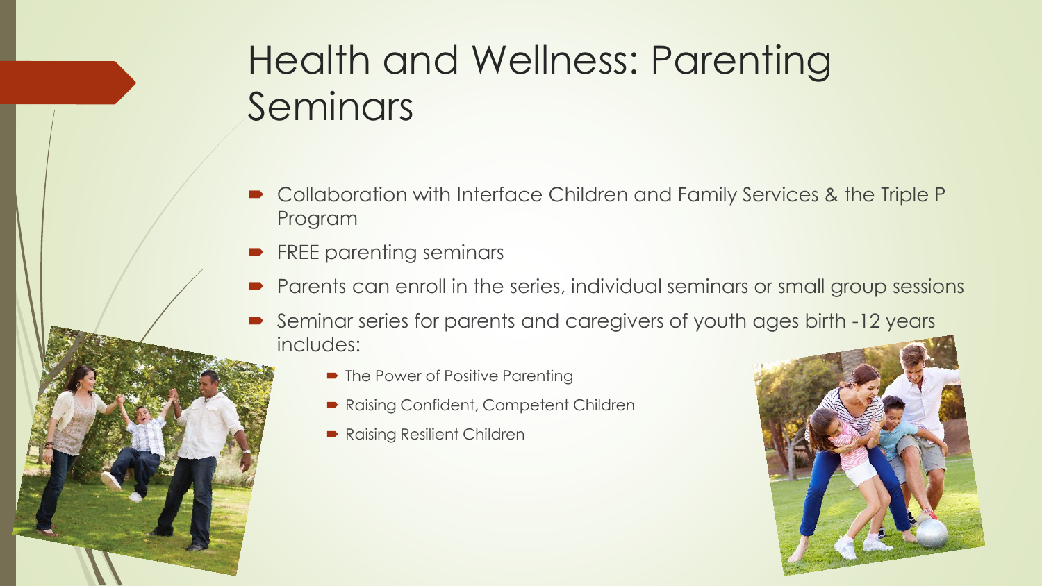# Health and Wellness: Parenting Seminars

- Collaboration with Interface Children and Family Services & the Triple P Program
- FREE parenting seminars
- Parents can enroll in the series, individual seminars or small group sessions
- Seminar series for parents and caregivers of youth ages birth -12 years includes:
  - The Power of Positive Parenting
  - Raising Confident, Competent Children
  - Raising Resilient Children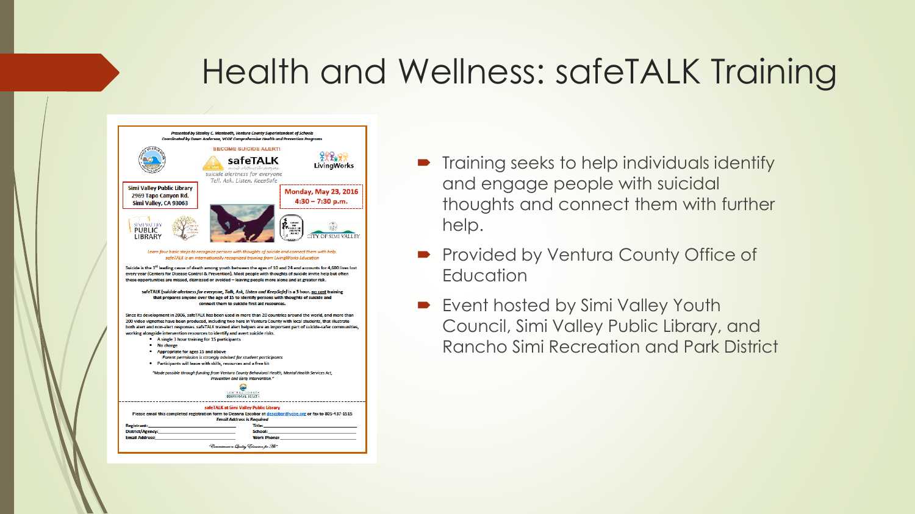# Health and Wellness: safeTALK Training

Presented by Stanley C. Mantooth, Ventura County Superintendent of Schools
Coordinated by Dawn Anderson, VCOE Comprehensive Health and Prevention Programs

BECOME SUICIDE ALERT!

safeTALK
suicide alertness for everyone
Tell. Ask. Listen. KeepSafe

LivingWorks

Simi Valley Public Library
2969 Tapo Canyon Rd.
Simi Valley, CA 93063

Monday, May 23, 2016
4:30 – 7:30 p.m.

*Learn four basic steps to recognize persons with thoughts of suicide and connect them with help. safeTALK is an internationally recognized training from LivingWorks Education*

Suicide is the 3rd leading cause of death among youth between the ages of 10 and 24 and accounts for 4,600 lives lost every year (Centers for Disease Control & Prevention). Most people with thoughts of suicide invite help but often these opportunities are missed, dismissed or avoided – leaving people more alone and at greater risk.

safeTALK (*suicide alertness for everyone, Talk, Ask, Listen and KeepSafe*) is a 3 hour, no cost training that prepares anyone over the age of 15 to identify persons with thoughts of suicide and connect them to suicide first aid resources.

Since its development in 2006, safeTALK has been used in more than 20 countries around the world, and more than 200 video vignettes have been produced, including two here in Ventura County with local students, that illustrate both alert and non-alert responses. safeTALK trained alert helpers are an important part of suicide-safer communities, working alongside intervention resources to identify and avert suicide risks.

- A single 3 hour training for 15 participants
- No charge
- Appropriate for ages 15 and above
  *Parent permission is strongly advised for student participants*
- Participants will leave with skills, resources and a free kit

*"Made possible through funding from Ventura County Behavioral Health, Mental Health Services Act, Prevention and Early Intervention."*

safeTALK at Simi Valley Public Library

Please email this completed registration form to Deanna Escobar at descobar@vcoe.org or fax to 805-437-1515

*Email Address is Required*

Registrant: ______ Title: ______
District/Agency: ______ School: ______
Email Address: ______ Work Phone: ______

*"Commitment to Quality Education for All"*

- Training seeks to help individuals identify and engage people with suicidal thoughts and connect them with further help.
- Provided by Ventura County Office of Education
- Event hosted by Simi Valley Youth Council, Simi Valley Public Library, and Rancho Simi Recreation and Park District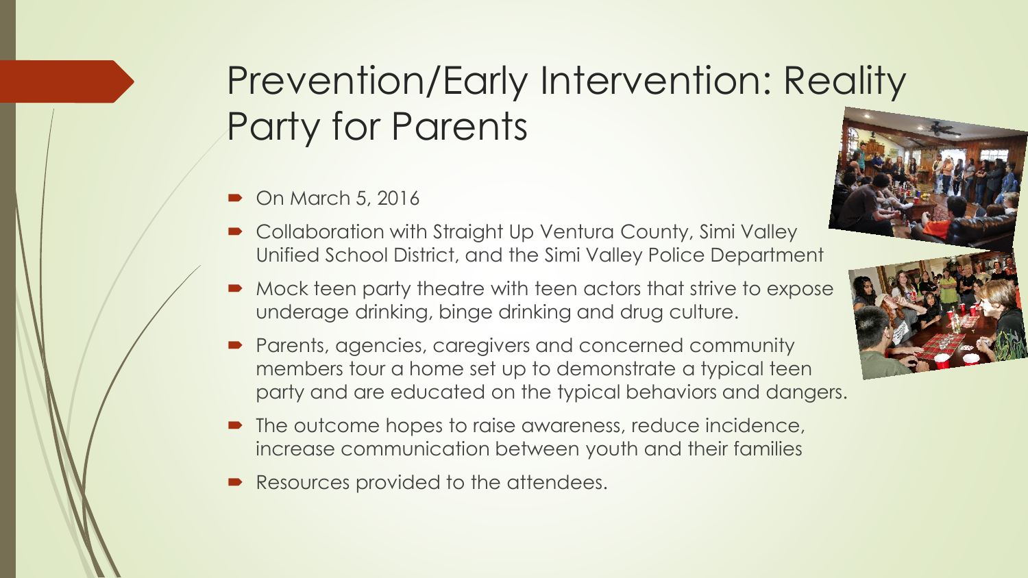# Prevention/Early Intervention: Reality Party for Parents

- On March 5, 2016
- Collaboration with Straight Up Ventura County, Simi Valley Unified School District, and the Simi Valley Police Department
- Mock teen party theatre with teen actors that strive to expose underage drinking, binge drinking and drug culture.
- Parents, agencies, caregivers and concerned community members tour a home set up to demonstrate a typical teen party and are educated on the typical behaviors and dangers.
- The outcome hopes to raise awareness, reduce incidence, increase communication between youth and their families
- Resources provided to the attendees.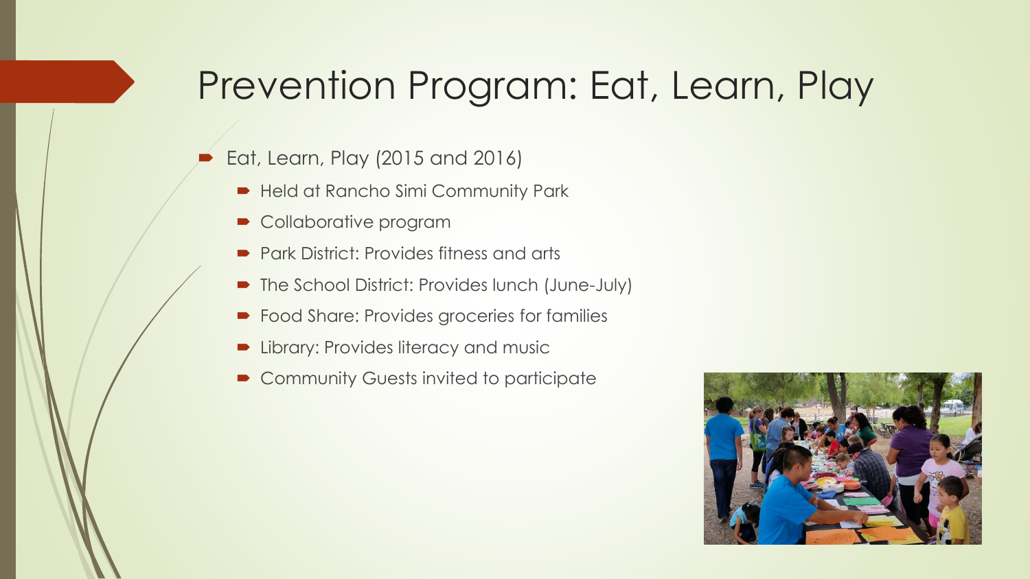# Prevention Program: Eat, Learn, Play

- Eat, Learn, Play (2015 and 2016)
  - Held at Rancho Simi Community Park
  - Collaborative program
  - Park District: Provides fitness and arts
  - The School District: Provides lunch (June-July)
  - Food Share: Provides groceries for families
  - Library: Provides literacy and music
  - Community Guests invited to participate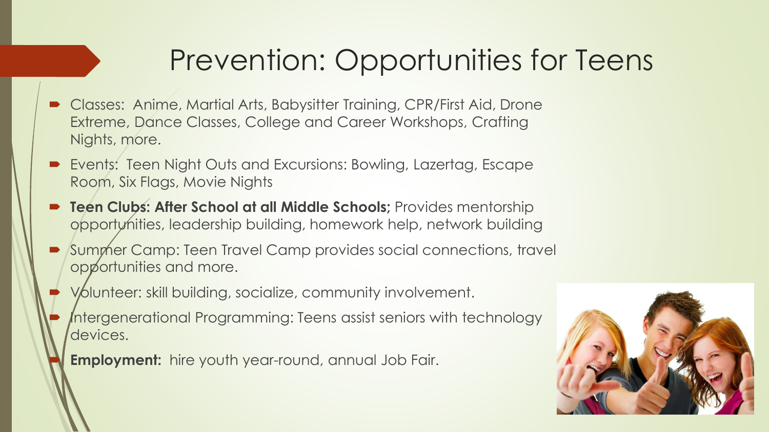# Prevention: Opportunities for Teens

- Classes: Anime, Martial Arts, Babysitter Training, CPR/First Aid, Drone Extreme, Dance Classes, College and Career Workshops, Crafting Nights, more.
- Events: Teen Night Outs and Excursions: Bowling, Lazertag, Escape Room, Six Flags, Movie Nights
- **Teen Clubs: After School at all Middle Schools;** Provides mentorship opportunities, leadership building, homework help, network building
- Summer Camp: Teen Travel Camp provides social connections, travel opportunities and more.
- Volunteer: skill building, socialize, community involvement.
- Intergenerational Programming: Teens assist seniors with technology devices.
- **Employment:** hire youth year-round, annual Job Fair.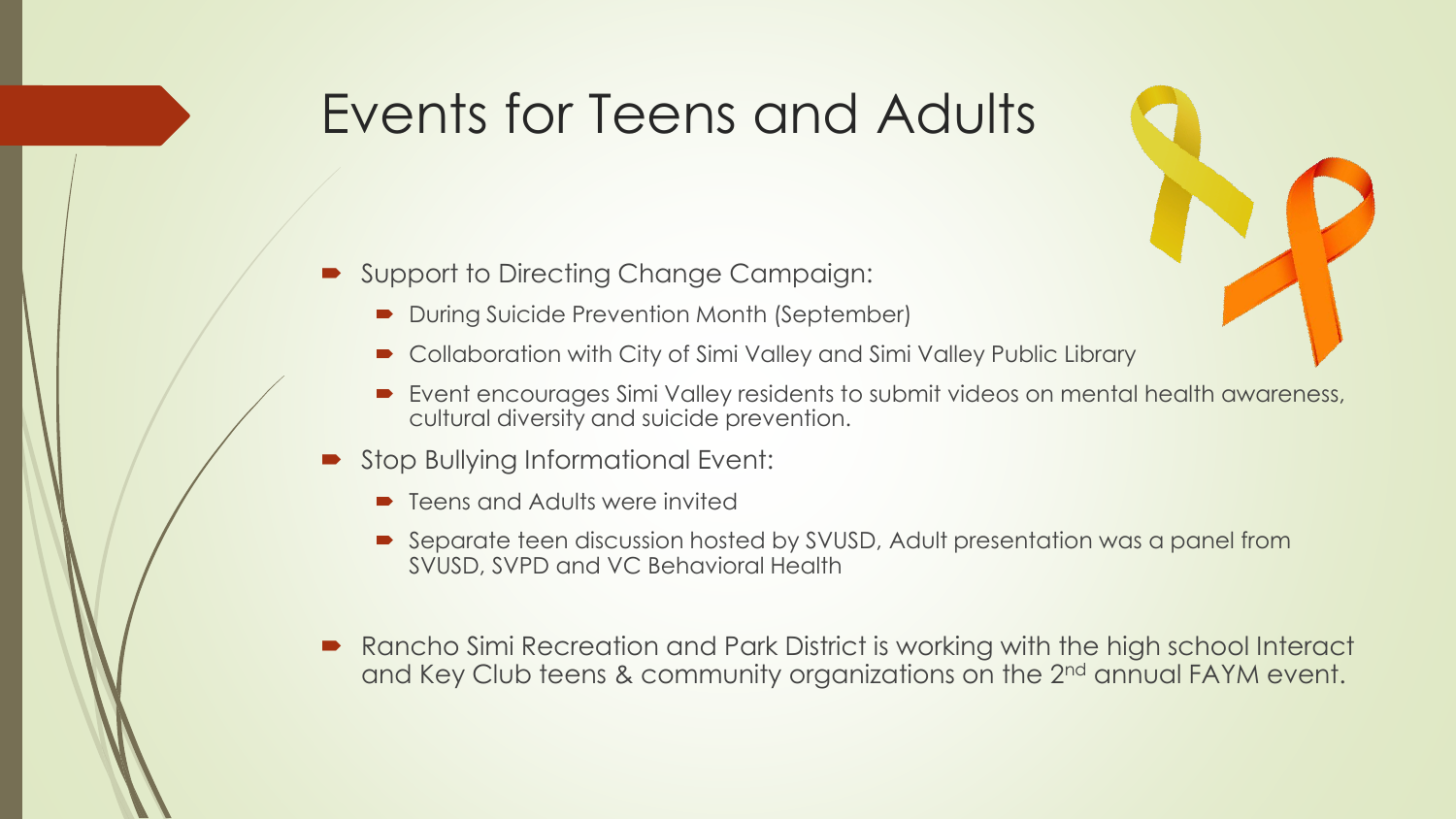# Events for Teens and Adults

- Support to Directing Change Campaign:
  - During Suicide Prevention Month (September)
  - Collaboration with City of Simi Valley and Simi Valley Public Library
  - Event encourages Simi Valley residents to submit videos on mental health awareness, cultural diversity and suicide prevention.
- Stop Bullying Informational Event:
  - Teens and Adults were invited
  - Separate teen discussion hosted by SVUSD, Adult presentation was a panel from SVUSD, SVPD and VC Behavioral Health
- Rancho Simi Recreation and Park District is working with the high school Interact and Key Club teens & community organizations on the 2nd annual FAYM event.